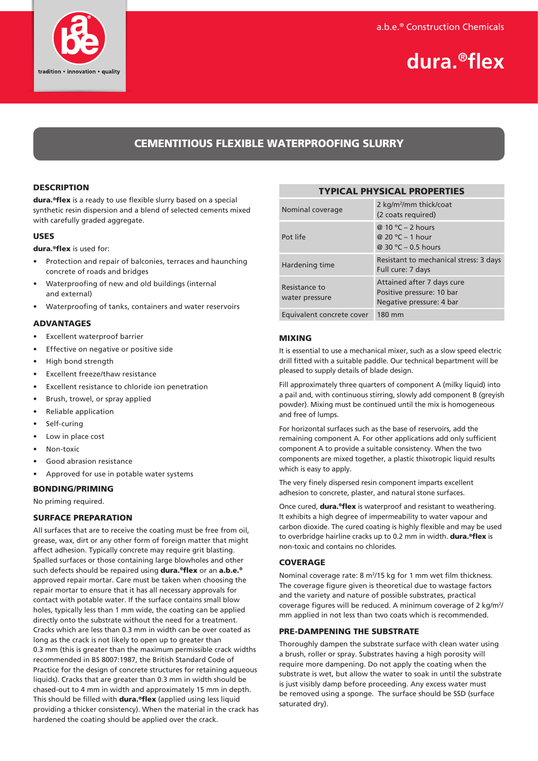a.b.e.® Construction Chemicals

# dura.®flex

## CEMENTITIOUS FLEXIBLE WATERPROOFING SLURRY

### DESCRIPTION

**dura.®flex** is a ready to use flexible slurry based on a special synthetic resin dispersion and a blend of selected cements mixed with carefully graded aggregate.

### USES

**dura.®flex** is used for:

- Protection and repair of balconies, terraces and haunching concrete of roads and bridges
- Waterproofing of new and old buildings (internal and external)
- Waterproofing of tanks, containers and water reservoirs

### ADVANTAGES

- Excellent waterproof barrier
- Effective on negative or positive side
- High bond strength
- Excellent freeze/thaw resistance
- Excellent resistance to chloride ion penetration
- Brush, trowel, or spray applied
- Reliable application
- Self-curing
- Low in place cost
- Non-toxic
- Good abrasion resistance
- Approved for use in potable water systems

### BONDING/PRIMING

No priming required.

### SURFACE PREPARATION

All surfaces that are to receive the coating must be free from oil, grease, wax, dirt or any other form of foreign matter that might affect adhesion. Typically concrete may require grit blasting. Spalled surfaces or those containing large blowholes and other such defects should be repaired using **dura.®flex** or an **a.b.e.®** approved repair mortar. Care must be taken when choosing the repair mortar to ensure that it has all necessary approvals for contact with potable water. If the surface contains small blow holes, typically less than 1 mm wide, the coating can be applied directly onto the substrate without the need for a treatment. Cracks which are less than 0.3 mm in width can be over coated as long as the crack is not likely to open up to greater than 0.3 mm (this is greater than the maximum permissible crack widths recommended in BS 8007:1987, the British Standard Code of Practice for the design of concrete structures for retaining aqueous liquids). Cracks that are greater than 0.3 mm in width should be chased-out to 4 mm in width and approximately 15 mm in depth. This should be filled with **dura.®flex** (applied using less liquid providing a thicker consistency). When the material in the crack has hardened the coating should be applied over the crack.

| TYPICAL PHYSICAL PROPERTIES | |
|---|---|
| Nominal coverage | 2 kg/m²/mm thick/coat (2 coats required) |
| Pot life | @ 10 °C – 2 hours<br>@ 20 °C – 1 hour<br>@ 30 °C – 0.5 hours |
| Hardening time | Resistant to mechanical stress: 3 days<br>Full cure: 7 days |
| Resistance to water pressure | Attained after 7 days cure<br>Positive pressure: 10 bar<br>Negative pressure: 4 bar |
| Equivalent concrete cover | 180 mm |

### MIXING

It is essential to use a mechanical mixer, such as a slow speed electric drill fitted with a suitable paddle. Our technical bepartment will be pleased to supply details of blade design.

Fill approximately three quarters of component A (milky liquid) into a pail and, with continuous stirring, slowly add component B (greyish powder). Mixing must be continued until the mix is homogeneous and free of lumps.

For horizontal surfaces such as the base of reservoirs, add the remaining component A. For other applications add only sufficient component A to provide a suitable consistency. When the two components are mixed together, a plastic thixotropic liquid results which is easy to apply.

The very finely dispersed resin component imparts excellent adhesion to concrete, plaster, and natural stone surfaces.

Once cured, **dura.®flex** is waterproof and resistant to weathering. It exhibits a high degree of impermeability to water vapour and carbon dioxide. The cured coating is highly flexible and may be used to overbridge hairline cracks up to 0.2 mm in width. **dura.®flex** is non-toxic and contains no chlorides.

### COVERAGE

Nominal coverage rate: 8 m²/15 kg for 1 mm wet film thickness. The coverage figure given is theoretical due to wastage factors and the variety and nature of possible substrates, practical coverage figures will be reduced. A minimum coverage of 2 kg/m²/mm applied in not less than two coats which is recommended.

### PRE-DAMPENING THE SUBSTRATE

Thoroughly dampen the substrate surface with clean water using a brush, roller or spray. Substrates having a high porosity will require more dampening. Do not apply the coating when the substrate is wet, but allow the water to soak in until the substrate is just visibly damp before proceeding. Any excess water must be removed using a sponge. The surface should be SSD (surface saturated dry).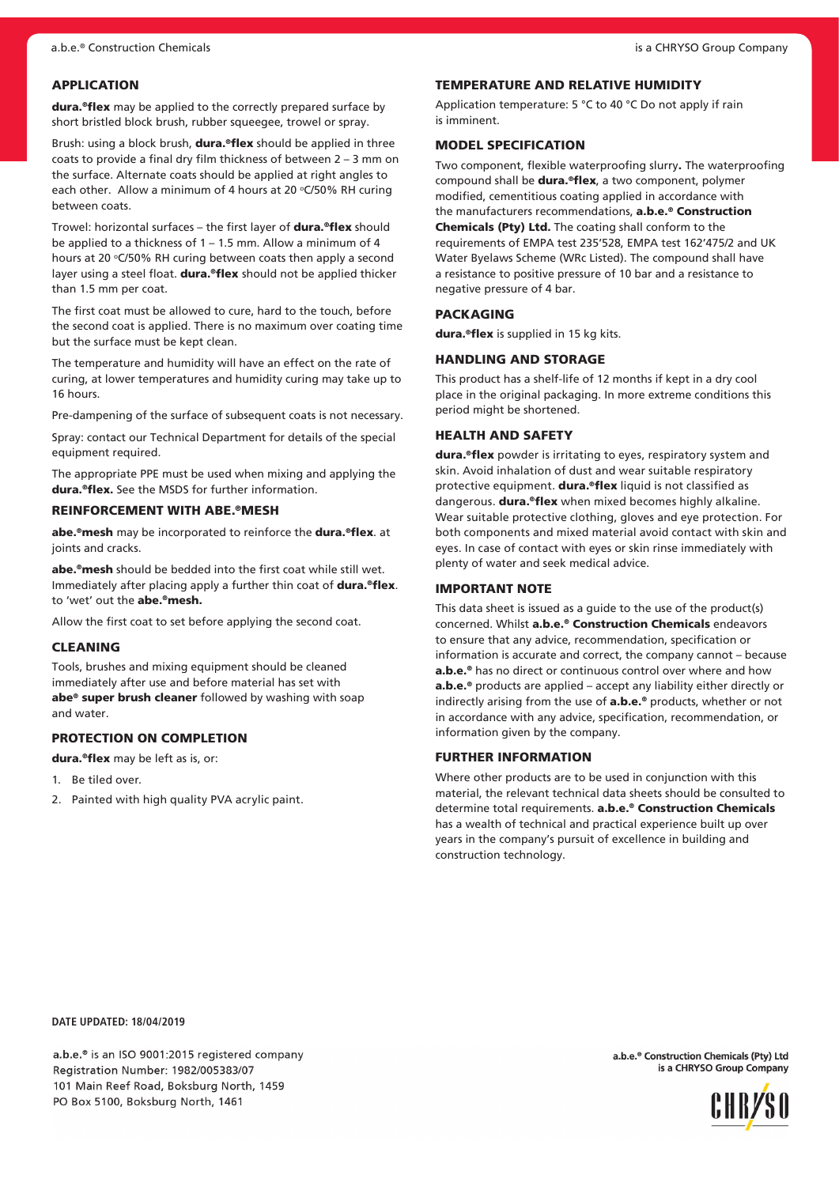## APPLICATION

**dura.®flex** may be applied to the correctly prepared surface by short bristled block brush, rubber squeegee, trowel or spray.

Brush: using a block brush, **dura.®flex** should be applied in three coats to provide a final dry film thickness of between 2 – 3 mm on the surface. Alternate coats should be applied at right angles to each other. Allow a minimum of 4 hours at 20 °C/50% RH curing between coats.

Trowel: horizontal surfaces – the first layer of **dura.®flex** should be applied to a thickness of 1 – 1.5 mm. Allow a minimum of 4 hours at 20 °C/50% RH curing between coats then apply a second layer using a steel float. **dura.®flex** should not be applied thicker than 1.5 mm per coat.

The first coat must be allowed to cure, hard to the touch, before the second coat is applied. There is no maximum over coating time but the surface must be kept clean.

The temperature and humidity will have an effect on the rate of curing, at lower temperatures and humidity curing may take up to 16 hours.

Pre-dampening of the surface of subsequent coats is not necessary.

Spray: contact our Technical Department for details of the special equipment required.

The appropriate PPE must be used when mixing and applying the **dura.®flex.** See the MSDS for further information.

## REINFORCEMENT WITH ABE.®MESH

**abe.®mesh** may be incorporated to reinforce the **dura.®flex**. at joints and cracks.

**abe.®mesh** should be bedded into the first coat while still wet. Immediately after placing apply a further thin coat of **dura.®flex**. to 'wet' out the **abe.®mesh.**

Allow the first coat to set before applying the second coat.

## CLEANING

Tools, brushes and mixing equipment should be cleaned immediately after use and before material has set with **abe® super brush cleaner** followed by washing with soap and water.

## PROTECTION ON COMPLETION

**dura.®flex** may be left as is, or:

1. Be tiled over.
2. Painted with high quality PVA acrylic paint.

## TEMPERATURE AND RELATIVE HUMIDITY

Application temperature: 5 °C to 40 °C Do not apply if rain is imminent.

## MODEL SPECIFICATION

Two component, flexible waterproofing slurry**.** The waterproofing compound shall be **dura.®flex**, a two component, polymer modified, cementitious coating applied in accordance with the manufacturers recommendations, **a.b.e.® Construction Chemicals (Pty) Ltd.** The coating shall conform to the requirements of EMPA test 235'528, EMPA test 162'475/2 and UK Water Byelaws Scheme (WRc Listed). The compound shall have a resistance to positive pressure of 10 bar and a resistance to negative pressure of 4 bar.

## PACKAGING

**dura.®flex** is supplied in 15 kg kits.

## HANDLING AND STORAGE

This product has a shelf-life of 12 months if kept in a dry cool place in the original packaging. In more extreme conditions this period might be shortened.

## HEALTH AND SAFETY

**dura.®flex** powder is irritating to eyes, respiratory system and skin. Avoid inhalation of dust and wear suitable respiratory protective equipment. **dura.®flex** liquid is not classified as dangerous. **dura.®flex** when mixed becomes highly alkaline. Wear suitable protective clothing, gloves and eye protection. For both components and mixed material avoid contact with skin and eyes. In case of contact with eyes or skin rinse immediately with plenty of water and seek medical advice.

## IMPORTANT NOTE

This data sheet is issued as a guide to the use of the product(s) concerned. Whilst **a.b.e.® Construction Chemicals** endeavors to ensure that any advice, recommendation, specification or information is accurate and correct, the company cannot – because **a.b.e.®** has no direct or continuous control over where and how **a.b.e.®** products are applied – accept any liability either directly or indirectly arising from the use of **a.b.e.®** products, whether or not in accordance with any advice, specification, recommendation, or information given by the company.

## FURTHER INFORMATION

Where other products are to be used in conjunction with this material, the relevant technical data sheets should be consulted to determine total requirements. **a.b.e.® Construction Chemicals** has a wealth of technical and practical experience built up over years in the company's pursuit of excellence in building and construction technology.

**DATE UPDATED: 18/04/2019**

a.b.e.® is an ISO 9001:2015 registered company
Registration Number: 1982/005383/07
101 Main Reef Road, Boksburg North, 1459
PO Box 5100, Boksburg North, 1461

**a.b.e.® Construction Chemicals (Pty) Ltd is a CHRYSO Group Company**

CHRYSO